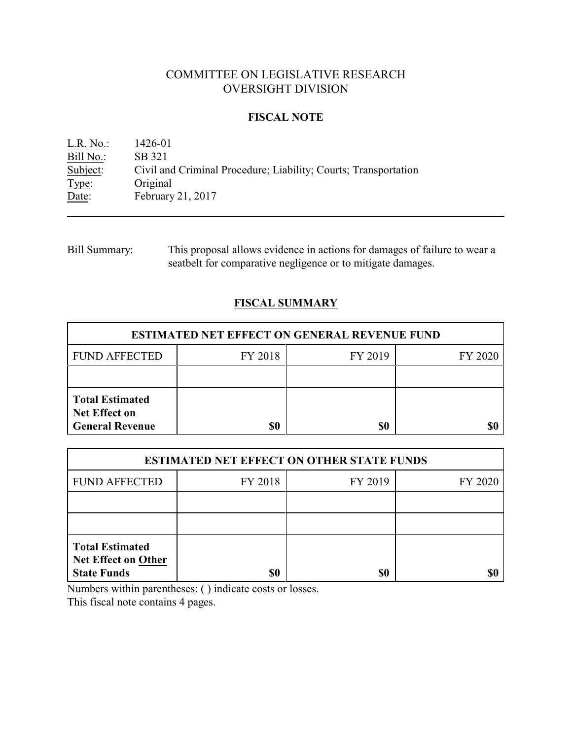# COMMITTEE ON LEGISLATIVE RESEARCH
# OVERSIGHT DIVISION

## FISCAL NOTE

L.R. No.: 1426-01
Bill No.: SB 321
Subject: Civil and Criminal Procedure; Liability; Courts; Transportation
Type: Original
Date: February 21, 2017

---

Bill Summary: This proposal allows evidence in actions for damages of failure to wear a seatbelt for comparative negligence or to mitigate damages.

## FISCAL SUMMARY

| ESTIMATED NET EFFECT ON GENERAL REVENUE FUND | | | |
|---|---|---|---|
| FUND AFFECTED | FY 2018 | FY 2019 | FY 2020 |
| | | | |
| **Total Estimated Net Effect on General Revenue** | **$0** | **$0** | **$0** |

| ESTIMATED NET EFFECT ON OTHER STATE FUNDS | | | |
|---|---|---|---|
| FUND AFFECTED | FY 2018 | FY 2019 | FY 2020 |
| | | | |
| | | | |
| **Total Estimated Net Effect on Other State Funds** | **$0** | **$0** | **$0** |

Numbers within parentheses: ( ) indicate costs or losses.
This fiscal note contains 4 pages.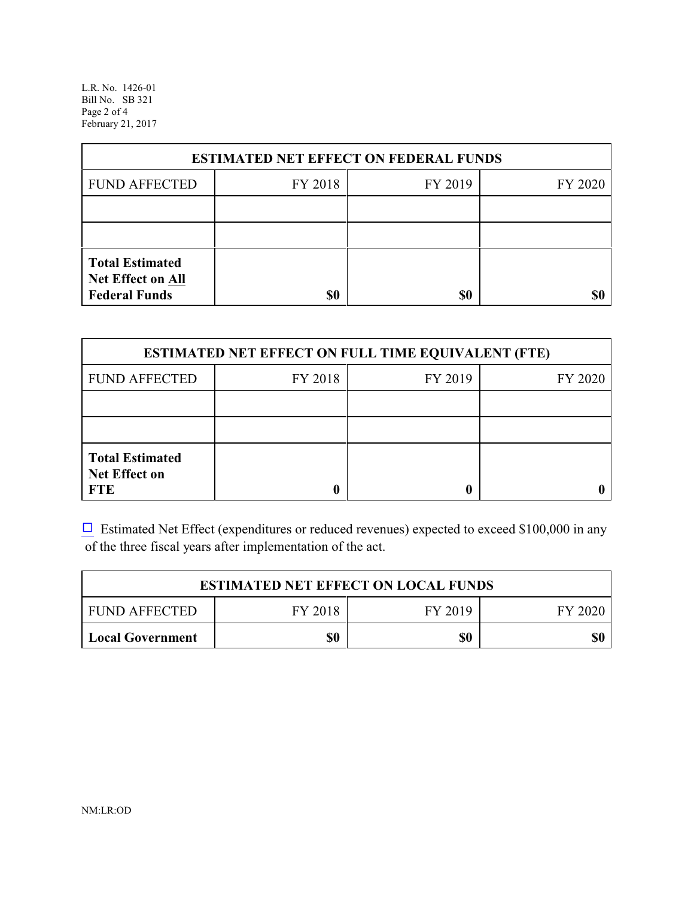| ESTIMATED NET EFFECT ON FEDERAL FUNDS | | | |
|---|---|---|---|
| FUND AFFECTED | FY 2018 | FY 2019 | FY 2020 |
| | | | |
| | | | |
| **Total Estimated Net Effect on All Federal Funds** | **$0** | **$0** | **$0** |

| ESTIMATED NET EFFECT ON FULL TIME EQUIVALENT (FTE) | | | |
|---|---|---|---|
| FUND AFFECTED | FY 2018 | FY 2019 | FY 2020 |
| | | | |
| | | | |
| **Total Estimated Net Effect on FTE** | **0** | **0** | **0** |

☐ Estimated Net Effect (expenditures or reduced revenues) expected to exceed $100,000 in any of the three fiscal years after implementation of the act.

| ESTIMATED NET EFFECT ON LOCAL FUNDS | | | |
|---|---|---|---|
| FUND AFFECTED | FY 2018 | FY 2019 | FY 2020 |
| **Local Government** | **$0** | **$0** | **$0** |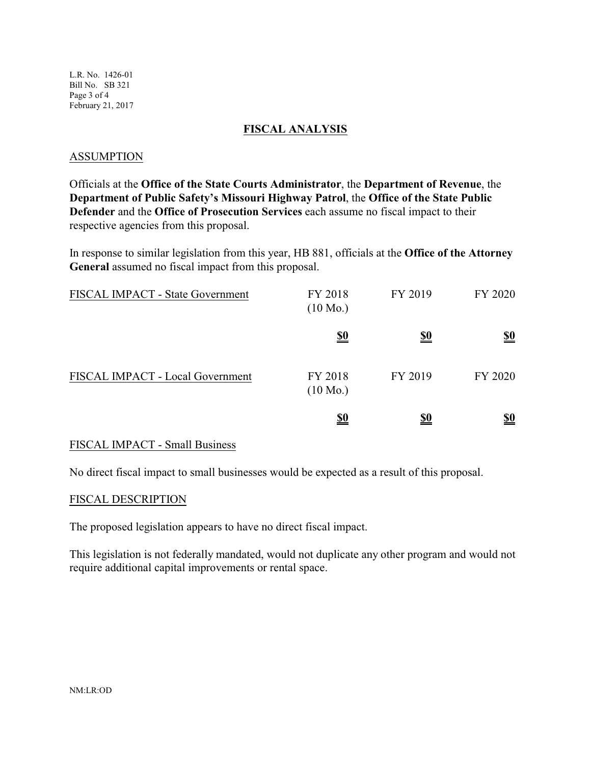## FISCAL ANALYSIS

### ASSUMPTION

Officials at the **Office of the State Courts Administrator**, the **Department of Revenue**, the **Department of Public Safety's Missouri Highway Patrol**, the **Office of the State Public Defender** and the **Office of Prosecution Services** each assume no fiscal impact to their respective agencies from this proposal.

In response to similar legislation from this year, HB 881, officials at the **Office of the Attorney General** assumed no fiscal impact from this proposal.

| FISCAL IMPACT - State Government | FY 2018 (10 Mo.) | FY 2019 | FY 2020 |
|---|---|---|---|
| | **$0** | **$0** | **$0** |

| FISCAL IMPACT - Local Government | FY 2018 (10 Mo.) | FY 2019 | FY 2020 |
|---|---|---|---|
| | **$0** | **$0** | **$0** |

### FISCAL IMPACT - Small Business

No direct fiscal impact to small businesses would be expected as a result of this proposal.

### FISCAL DESCRIPTION

The proposed legislation appears to have no direct fiscal impact.

This legislation is not federally mandated, would not duplicate any other program and would not require additional capital improvements or rental space.

NM:LR:OD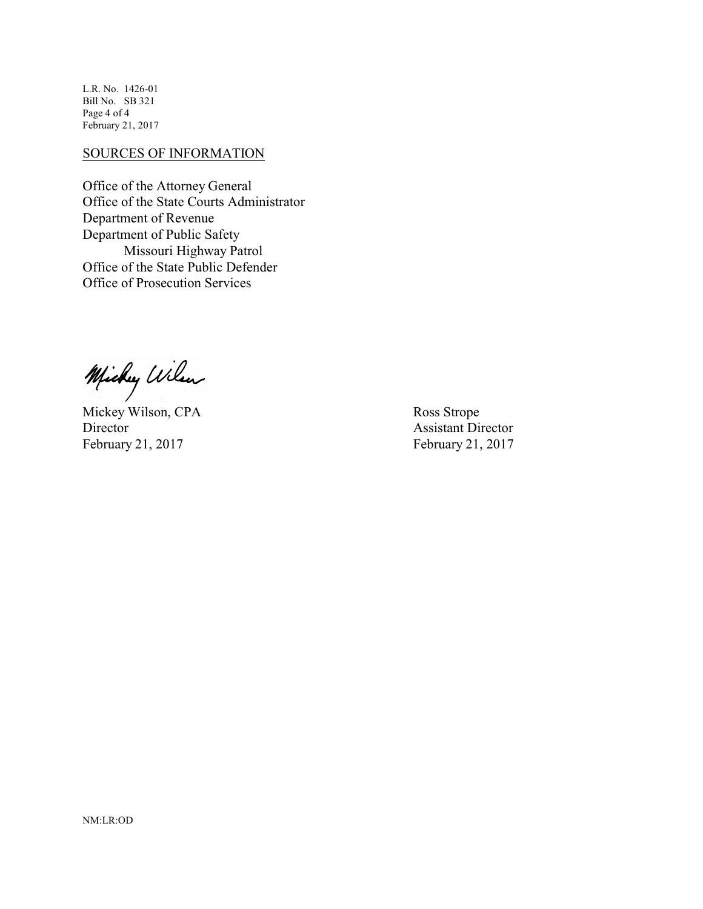## SOURCES OF INFORMATION

Office of the Attorney General
Office of the State Courts Administrator
Department of Revenue
Department of Public Safety
    Missouri Highway Patrol
Office of the State Public Defender
Office of Prosecution Services

Mickey Wilson, CPA
Director
February 21, 2017

Ross Strope
Assistant Director
February 21, 2017

NM:LR:OD